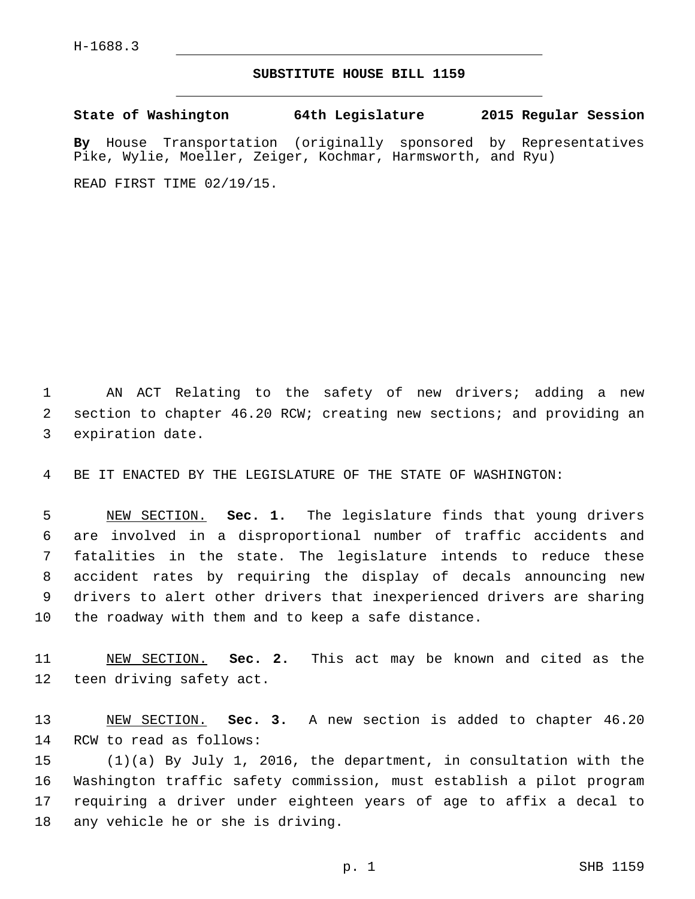H-1688.3

# SUBSTITUTE HOUSE BILL 1159

**State of Washington 64th Legislature 2015 Regular Session**

**By** House Transportation (originally sponsored by Representatives Pike, Wylie, Moeller, Zeiger, Kochmar, Harmsworth, and Ryu)

READ FIRST TIME 02/19/15.

AN ACT Relating to the safety of new drivers; adding a new section to chapter 46.20 RCW; creating new sections; and providing an expiration date.

BE IT ENACTED BY THE LEGISLATURE OF THE STATE OF WASHINGTON:

NEW SECTION. **Sec. 1.** The legislature finds that young drivers are involved in a disproportional number of traffic accidents and fatalities in the state. The legislature intends to reduce these accident rates by requiring the display of decals announcing new drivers to alert other drivers that inexperienced drivers are sharing the roadway with them and to keep a safe distance.

NEW SECTION. **Sec. 2.** This act may be known and cited as the teen driving safety act.

NEW SECTION. **Sec. 3.** A new section is added to chapter 46.20 RCW to read as follows:

(1)(a) By July 1, 2016, the department, in consultation with the Washington traffic safety commission, must establish a pilot program requiring a driver under eighteen years of age to affix a decal to any vehicle he or she is driving.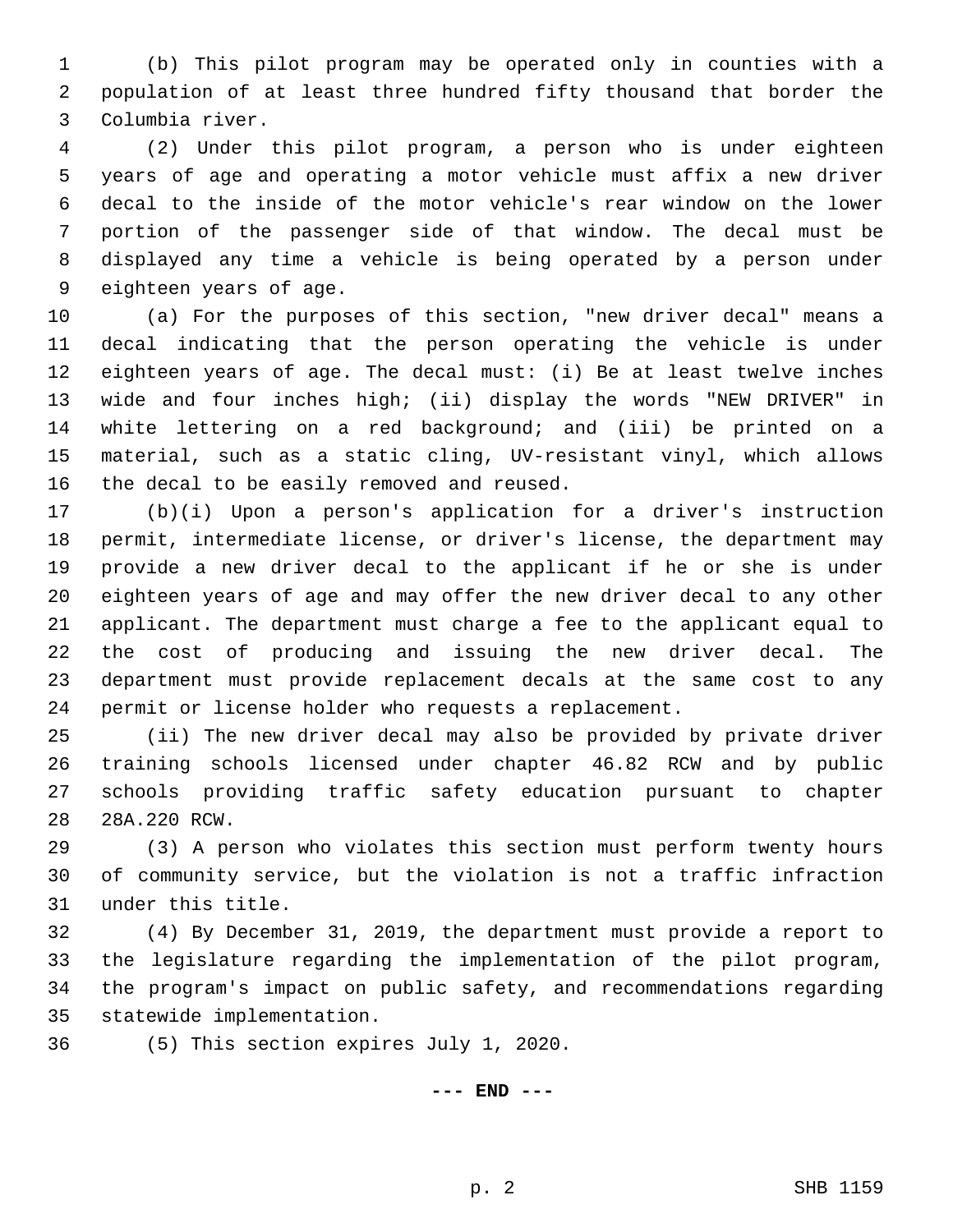(b) This pilot program may be operated only in counties with a population of at least three hundred fifty thousand that border the Columbia river.

(2) Under this pilot program, a person who is under eighteen years of age and operating a motor vehicle must affix a new driver decal to the inside of the motor vehicle's rear window on the lower portion of the passenger side of that window. The decal must be displayed any time a vehicle is being operated by a person under eighteen years of age.

(a) For the purposes of this section, "new driver decal" means a decal indicating that the person operating the vehicle is under eighteen years of age. The decal must: (i) Be at least twelve inches wide and four inches high; (ii) display the words "NEW DRIVER" in white lettering on a red background; and (iii) be printed on a material, such as a static cling, UV-resistant vinyl, which allows the decal to be easily removed and reused.

(b)(i) Upon a person's application for a driver's instruction permit, intermediate license, or driver's license, the department may provide a new driver decal to the applicant if he or she is under eighteen years of age and may offer the new driver decal to any other applicant. The department must charge a fee to the applicant equal to the cost of producing and issuing the new driver decal. The department must provide replacement decals at the same cost to any permit or license holder who requests a replacement.

(ii) The new driver decal may also be provided by private driver training schools licensed under chapter 46.82 RCW and by public schools providing traffic safety education pursuant to chapter 28A.220 RCW.

(3) A person who violates this section must perform twenty hours of community service, but the violation is not a traffic infraction under this title.

(4) By December 31, 2019, the department must provide a report to the legislature regarding the implementation of the pilot program, the program's impact on public safety, and recommendations regarding statewide implementation.

(5) This section expires July 1, 2020.

**--- END ---**